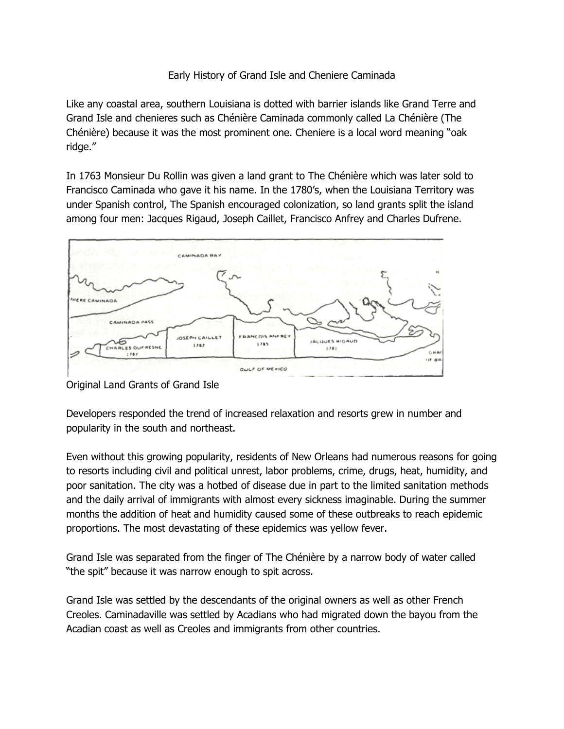# Early History of Grand Isle and Cheniere Caminada

Like any coastal area, southern Louisiana is dotted with barrier islands like Grand Terre and Grand Isle and chenieres such as Chénière Caminada commonly called La Chénière (The Chénière) because it was the most prominent one. Cheniere is a local word meaning "oak ridge."

In 1763 Monsieur Du Rollin was given a land grant to The Chénière which was later sold to Francisco Caminada who gave it his name. In the 1780's, when the Louisiana Territory was under Spanish control, The Spanish encouraged colonization, so land grants split the island among four men: Jacques Rigaud, Joseph Caillet, Francisco Anfrey and Charles Dufrene.

Original Land Grants of Grand Isle

Developers responded the trend of increased relaxation and resorts grew in number and popularity in the south and northeast.

Even without this growing popularity, residents of New Orleans had numerous reasons for going to resorts including civil and political unrest, labor problems, crime, drugs, heat, humidity, and poor sanitation. The city was a hotbed of disease due in part to the limited sanitation methods and the daily arrival of immigrants with almost every sickness imaginable. During the summer months the addition of heat and humidity caused some of these outbreaks to reach epidemic proportions. The most devastating of these epidemics was yellow fever.

Grand Isle was separated from the finger of The Chénière by a narrow body of water called "the spit" because it was narrow enough to spit across.

Grand Isle was settled by the descendants of the original owners as well as other French Creoles. Caminadaville was settled by Acadians who had migrated down the bayou from the Acadian coast as well as Creoles and immigrants from other countries.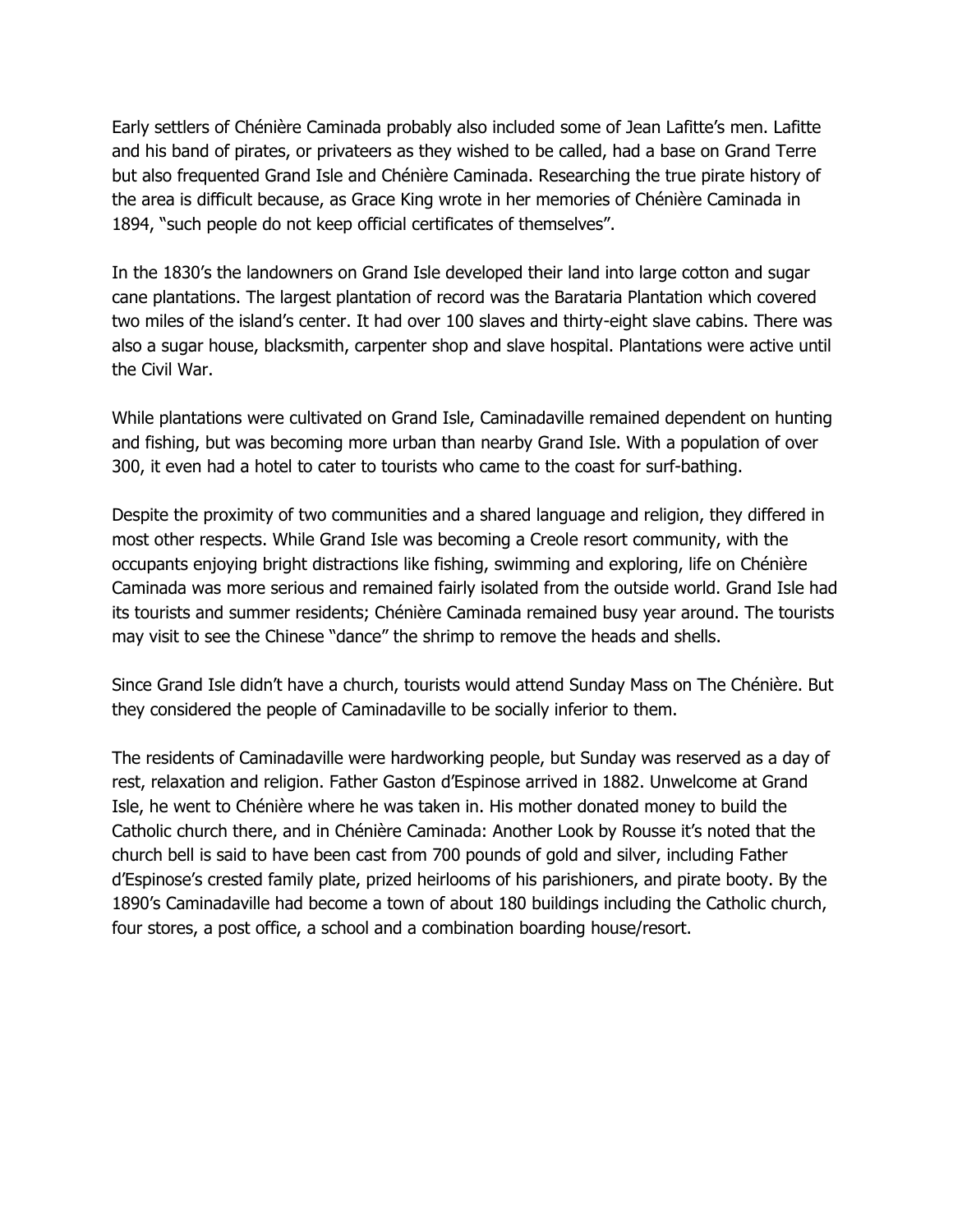Early settlers of Chénière Caminada probably also included some of Jean Lafitte's men. Lafitte and his band of pirates, or privateers as they wished to be called, had a base on Grand Terre but also frequented Grand Isle and Chénière Caminada. Researching the true pirate history of the area is difficult because, as Grace King wrote in her memories of Chénière Caminada in 1894, "such people do not keep official certificates of themselves".

In the 1830's the landowners on Grand Isle developed their land into large cotton and sugar cane plantations. The largest plantation of record was the Barataria Plantation which covered two miles of the island's center. It had over 100 slaves and thirty-eight slave cabins. There was also a sugar house, blacksmith, carpenter shop and slave hospital. Plantations were active until the Civil War.

While plantations were cultivated on Grand Isle, Caminadaville remained dependent on hunting and fishing, but was becoming more urban than nearby Grand Isle. With a population of over 300, it even had a hotel to cater to tourists who came to the coast for surf-bathing.

Despite the proximity of two communities and a shared language and religion, they differed in most other respects. While Grand Isle was becoming a Creole resort community, with the occupants enjoying bright distractions like fishing, swimming and exploring, life on Chénière Caminada was more serious and remained fairly isolated from the outside world. Grand Isle had its tourists and summer residents; Chénière Caminada remained busy year around. The tourists may visit to see the Chinese "dance" the shrimp to remove the heads and shells.

Since Grand Isle didn't have a church, tourists would attend Sunday Mass on The Chénière. But they considered the people of Caminadaville to be socially inferior to them.

The residents of Caminadaville were hardworking people, but Sunday was reserved as a day of rest, relaxation and religion. Father Gaston d'Espinose arrived in 1882. Unwelcome at Grand Isle, he went to Chénière where he was taken in. His mother donated money to build the Catholic church there, and in Chénière Caminada: Another Look by Rousse it's noted that the church bell is said to have been cast from 700 pounds of gold and silver, including Father d'Espinose's crested family plate, prized heirlooms of his parishioners, and pirate booty. By the 1890's Caminadaville had become a town of about 180 buildings including the Catholic church, four stores, a post office, a school and a combination boarding house/resort.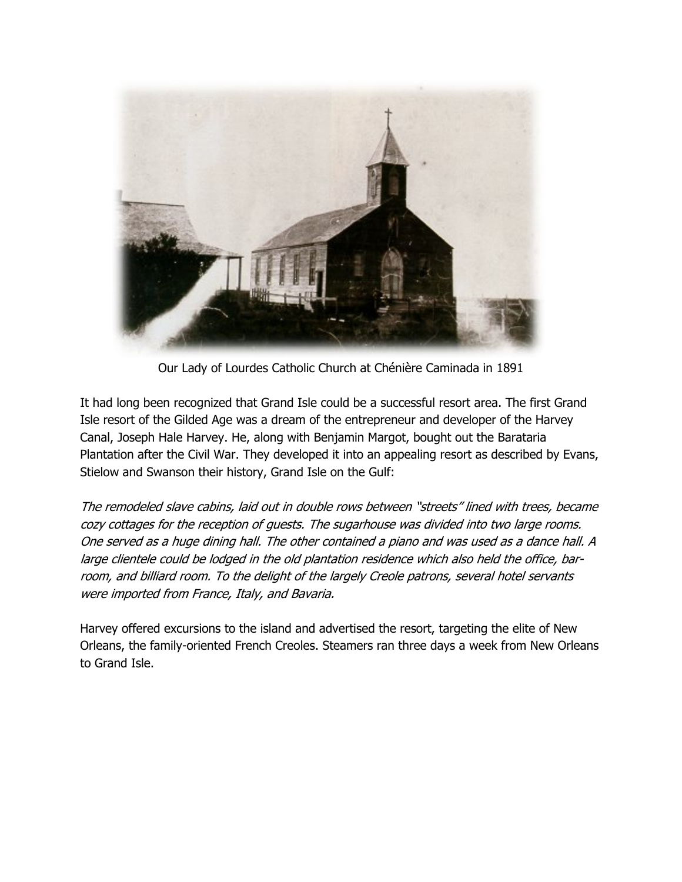Our Lady of Lourdes Catholic Church at Chénière Caminada in 1891

It had long been recognized that Grand Isle could be a successful resort area. The first Grand Isle resort of the Gilded Age was a dream of the entrepreneur and developer of the Harvey Canal, Joseph Hale Harvey. He, along with Benjamin Margot, bought out the Barataria Plantation after the Civil War. They developed it into an appealing resort as described by Evans, Stielow and Swanson their history, Grand Isle on the Gulf:

*The remodeled slave cabins, laid out in double rows between "streets" lined with trees, became cozy cottages for the reception of guests. The sugarhouse was divided into two large rooms. One served as a huge dining hall. The other contained a piano and was used as a dance hall. A large clientele could be lodged in the old plantation residence which also held the office, bar-room, and billiard room. To the delight of the largely Creole patrons, several hotel servants were imported from France, Italy, and Bavaria.*

Harvey offered excursions to the island and advertised the resort, targeting the elite of New Orleans, the family-oriented French Creoles. Steamers ran three days a week from New Orleans to Grand Isle.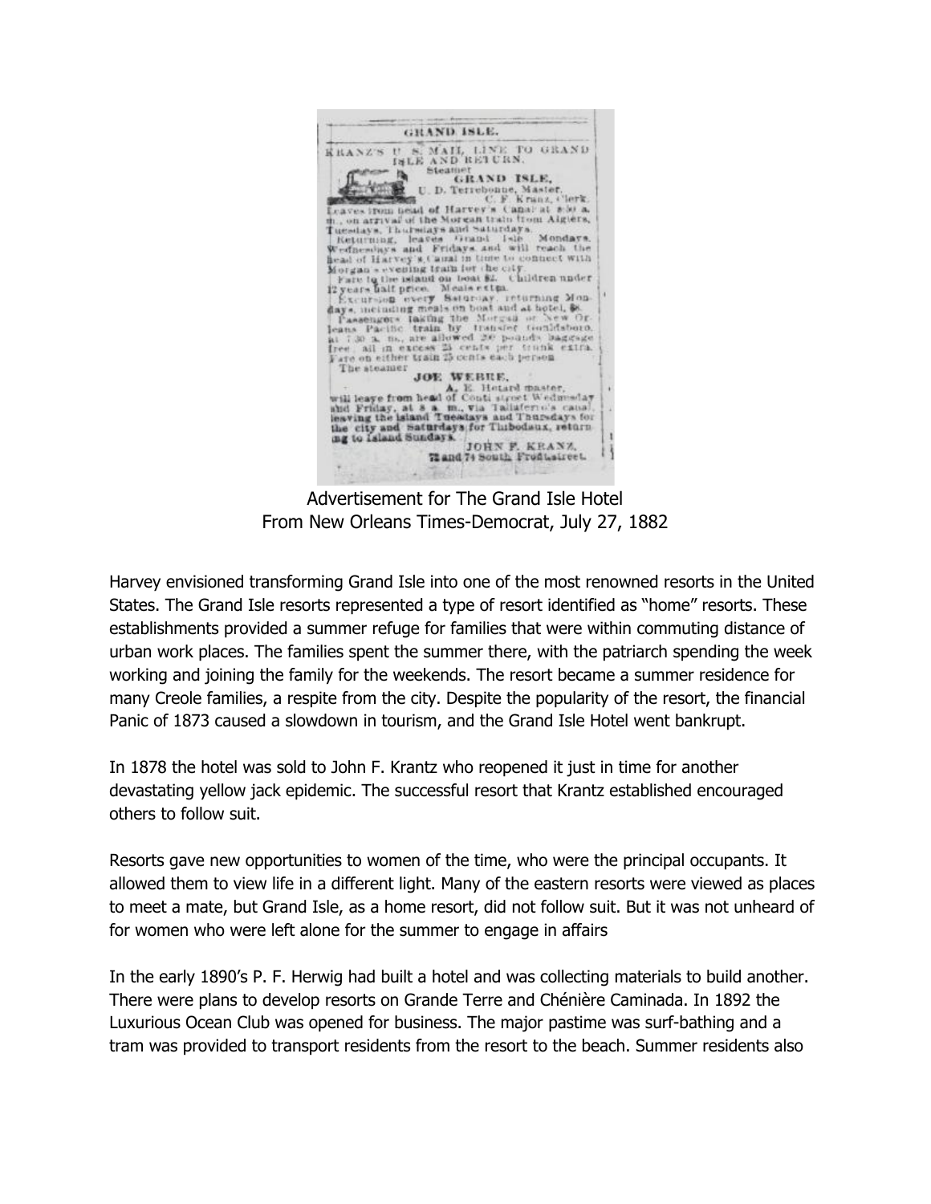**GRAND ISLE.**

KRANZ'S U. S. MAIL LINE TO GRAND ISLE AND RETURN.

Steamer

**GRAND ISLE,**

U. D. Terrebonne, Master.
C. F. Kranz, Clerk.

Leaves from head of Harvey's Canal at 8:30 a. m., on arrival of the Morgan train from Algiers, Tuesdays, Thursdays and Saturdays.

Returning, leaves Grand Isle Mondays, Wednesdays and Fridays, and will reach the head of Harvey's Canal in time to connect with Morgan's evening train for the city.

Fare to the island on boat $2. Children under 12 years half price. Meals extra.

Excursion every Saturday, returning Mondays, including meals on boat and at hotel, $6.

Passengers taking the Morgan or New Orleans Pacific train by transfer Gouldsboro, at 7:30 a. m., are allowed 20 pounds baggage free; all in excess 25 cents per trunk extra. Fare on either train 25 cents each person.

The steamer

**JOE WEBRE,**

A. E. Hotard master,

will leave from head of Conti street Wednesday and Friday, at 8 a. m., via Taliaferro's canal, leaving the island Tuesdays and Thursdays for the city and Saturdays for Thibodaux, returning to island Sundays.

JOHN F. KRANZ,
72 and 74 South Front street.

Advertisement for The Grand Isle Hotel
From New Orleans Times-Democrat, July 27, 1882

Harvey envisioned transforming Grand Isle into one of the most renowned resorts in the United States. The Grand Isle resorts represented a type of resort identified as "home" resorts. These establishments provided a summer refuge for families that were within commuting distance of urban work places. The families spent the summer there, with the patriarch spending the week working and joining the family for the weekends. The resort became a summer residence for many Creole families, a respite from the city. Despite the popularity of the resort, the financial Panic of 1873 caused a slowdown in tourism, and the Grand Isle Hotel went bankrupt.

In 1878 the hotel was sold to John F. Krantz who reopened it just in time for another devastating yellow jack epidemic. The successful resort that Krantz established encouraged others to follow suit.

Resorts gave new opportunities to women of the time, who were the principal occupants. It allowed them to view life in a different light. Many of the eastern resorts were viewed as places to meet a mate, but Grand Isle, as a home resort, did not follow suit. But it was not unheard of for women who were left alone for the summer to engage in affairs

In the early 1890's P. F. Herwig had built a hotel and was collecting materials to build another. There were plans to develop resorts on Grande Terre and Chénière Caminada. In 1892 the Luxurious Ocean Club was opened for business. The major pastime was surf-bathing and a tram was provided to transport residents from the resort to the beach. Summer residents also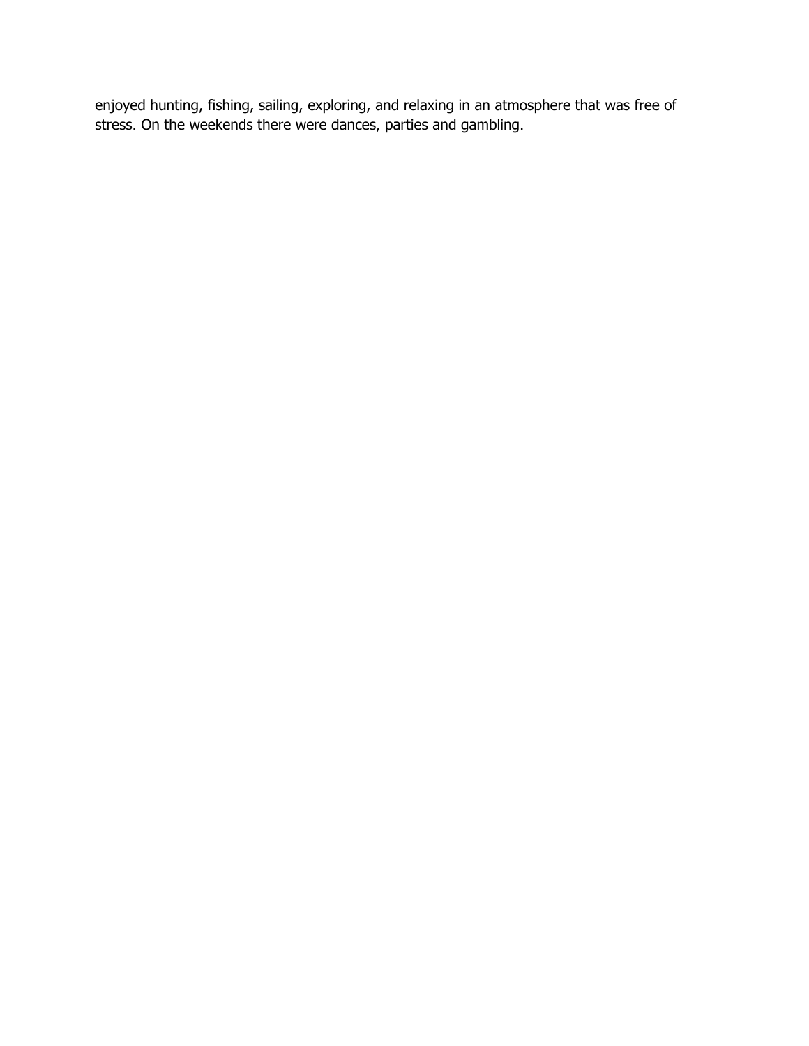enjoyed hunting, fishing, sailing, exploring, and relaxing in an atmosphere that was free of stress. On the weekends there were dances, parties and gambling.